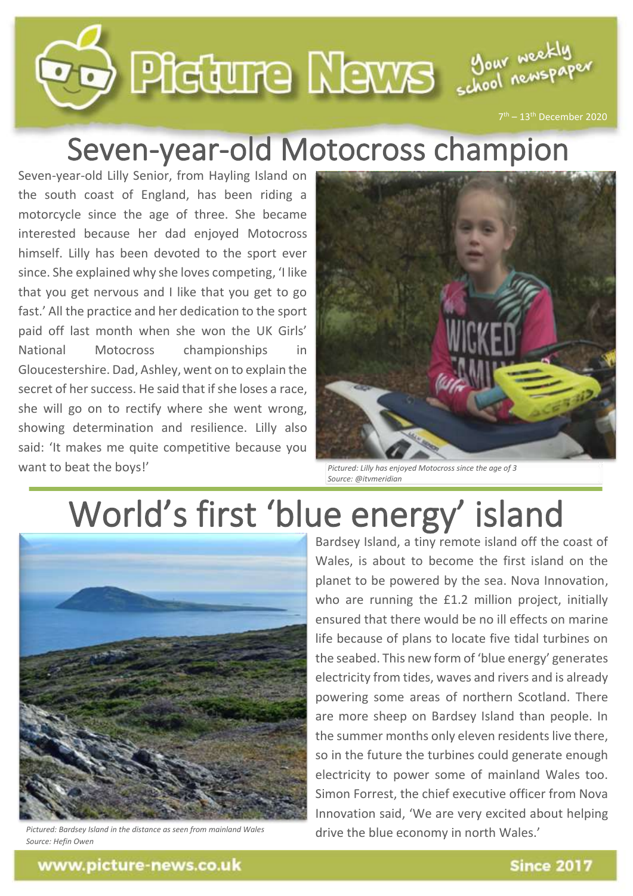# Picture News

Your weekly school newspaper

7th – 13th December 2020

## Seven-year-old Motocross champion

Seven-year-old Lilly Senior, from Hayling Island on the south coast of England, has been riding a motorcycle since the age of three. She became interested because her dad enjoyed Motocross himself. Lilly has been devoted to the sport ever since. She explained why she loves competing, 'I like that you get nervous and I like that you get to go fast.' All the practice and her dedication to the sport paid off last month when she won the UK Girls' National Motocross championships in Gloucestershire. Dad, Ashley, went on to explain the secret of her success. He said that if she loses a race, she will go on to rectify where she went wrong, showing determination and resilience. Lilly also said: 'It makes me quite competitive because you want to beat the boys!'

*Pictured: Lilly has enjoyed Motocross since the age of 3*
*Source: @itvmeridian*

## World's first 'blue energy' island

*Pictured: Bardsey Island in the distance as seen from mainland Wales*
*Source: Hefin Owen*

Bardsey Island, a tiny remote island off the coast of Wales, is about to become the first island on the planet to be powered by the sea. Nova Innovation, who are running the £1.2 million project, initially ensured that there would be no ill effects on marine life because of plans to locate five tidal turbines on the seabed. This new form of 'blue energy' generates electricity from tides, waves and rivers and is already powering some areas of northern Scotland. There are more sheep on Bardsey Island than people. In the summer months only eleven residents live there, so in the future the turbines could generate enough electricity to power some of mainland Wales too. Simon Forrest, the chief executive officer from Nova Innovation said, 'We are very excited about helping drive the blue economy in north Wales.'

www.picture-news.co.uk

Since 2017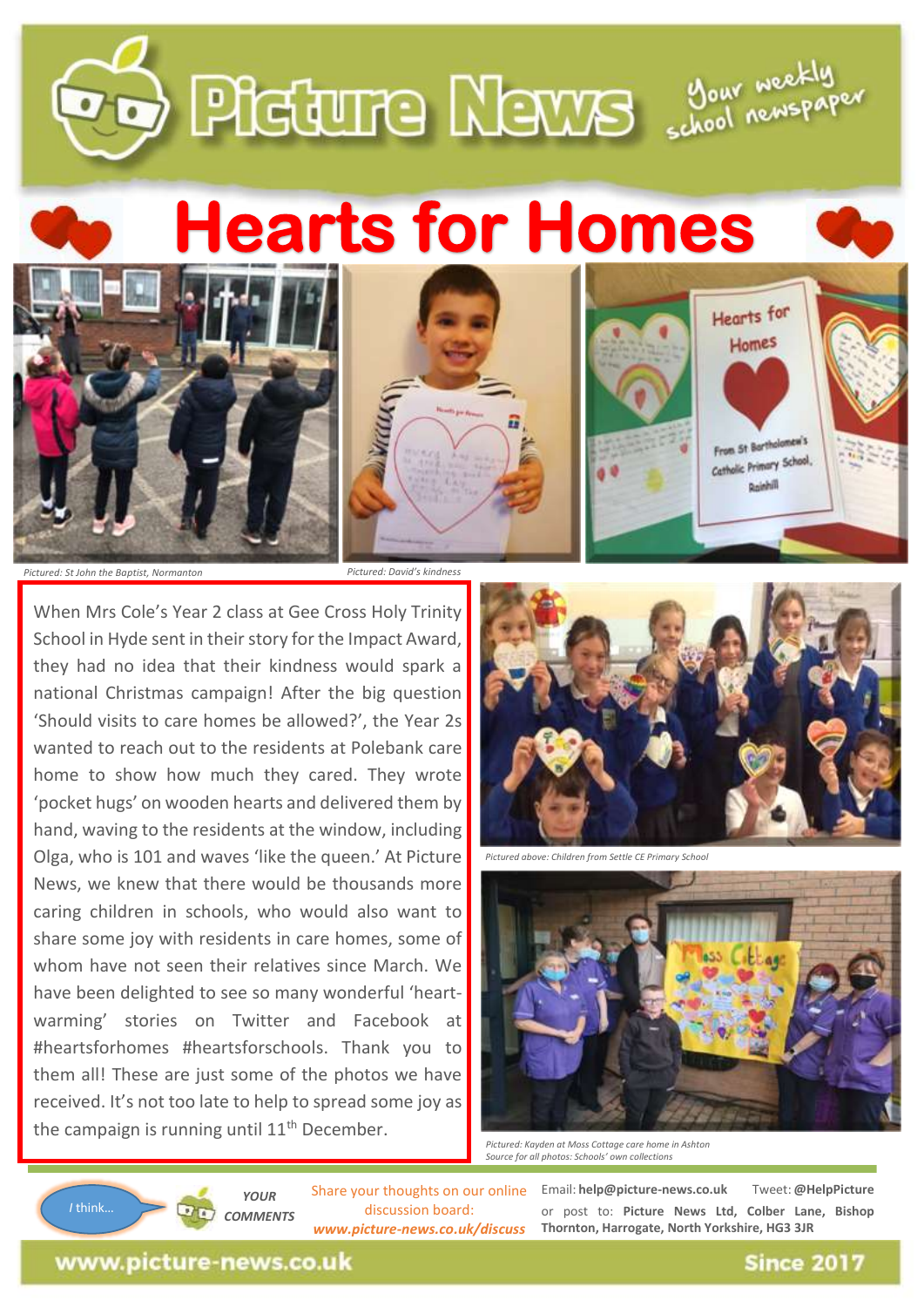# Hearts for Homes

Pictured: St John the Baptist, Normanton

Pictured: David's kindness

When Mrs Cole's Year 2 class at Gee Cross Holy Trinity School in Hyde sent in their story for the Impact Award, they had no idea that their kindness would spark a national Christmas campaign! After the big question 'Should visits to care homes be allowed?', the Year 2s wanted to reach out to the residents at Polebank care home to show how much they cared. They wrote 'pocket hugs' on wooden hearts and delivered them by hand, waving to the residents at the window, including Olga, who is 101 and waves 'like the queen.' At Picture News, we knew that there would be thousands more caring children in schools, who would also want to share some joy with residents in care homes, some of whom have not seen their relatives since March. We have been delighted to see so many wonderful 'heart-warming' stories on Twitter and Facebook at #heartsforhomes #heartsforschools. Thank you to them all! These are just some of the photos we have received. It's not too late to help to spread some joy as the campaign is running until 11th December.

Pictured above: Children from Settle CE Primary School

Pictured: Kayden at Moss Cottage care home in Ashton
Source for all photos: Schools' own collections

I think...

**YOUR COMMENTS**

Share your thoughts on our online discussion board: ***www.picture-news.co.uk/discuss***

Email: **help@picture-news.co.uk** Tweet: **@HelpPicture**

or post to: **Picture News Ltd, Colber Lane, Bishop Thornton, Harrogate, North Yorkshire, HG3 3JR**

www.picture-news.co.uk

Since 2017